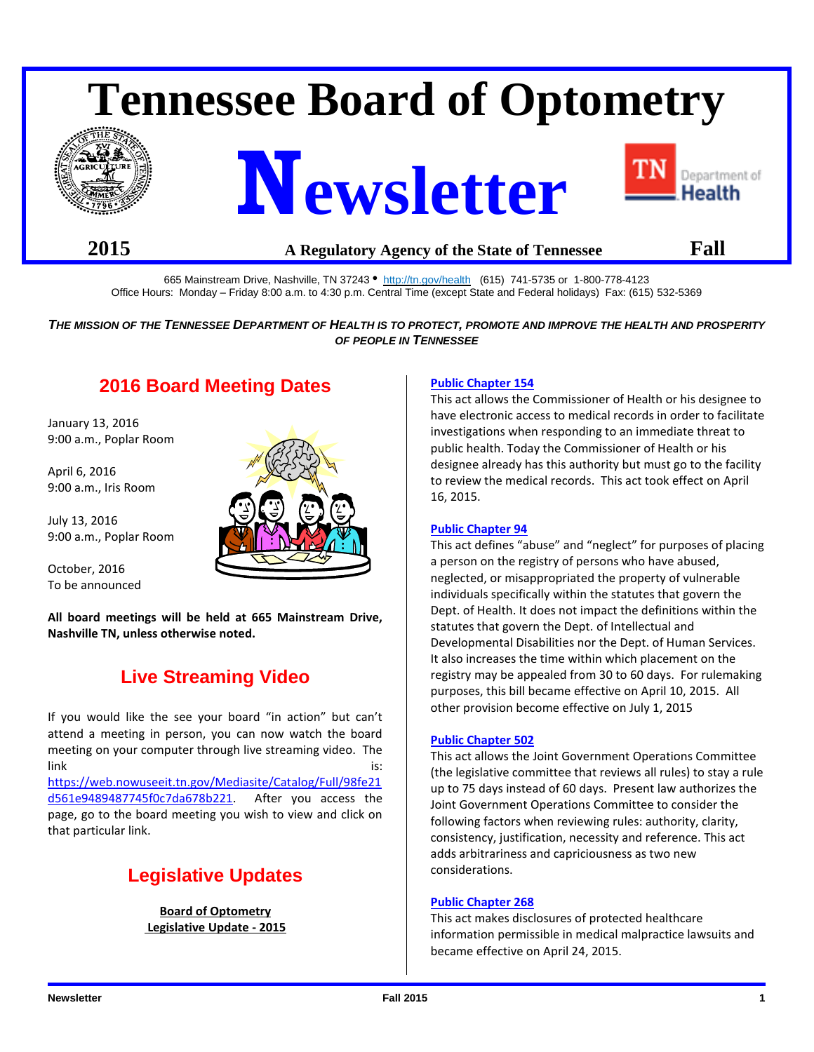# Tennessee Board of Optometry

# Newsletter

**2015** | **A Regulatory Agency of the State of Tennessee** | **Fall**

665 Mainstream Drive, Nashville, TN 37243 • http://tn.gov/health (615) 741-5735 or 1-800-778-4123
Office Hours: Monday – Friday 8:00 a.m. to 4:30 p.m. Central Time (except State and Federal holidays) Fax: (615) 532-5369

***THE MISSION OF THE TENNESSEE DEPARTMENT OF HEALTH IS TO PROTECT, PROMOTE AND IMPROVE THE HEALTH AND PROSPERITY OF PEOPLE IN TENNESSEE***

## 2016 Board Meeting Dates

January 13, 2016
9:00 a.m., Poplar Room

April 6, 2016
9:00 a.m., Iris Room

July 13, 2016
9:00 a.m., Poplar Room

October, 2016
To be announced

**All board meetings will be held at 665 Mainstream Drive, Nashville TN, unless otherwise noted.**

## Live Streaming Video

If you would like the see your board "in action" but can't attend a meeting in person, you can now watch the board meeting on your computer through live streaming video. The link is: https://web.nowuseeit.tn.gov/Mediasite/Catalog/Full/98fe21d561e9489487745f0c7da678b221. After you access the page, go to the board meeting you wish to view and click on that particular link.

## Legislative Updates

**Board of Optometry**
**Legislative Update - 2015**

**Public Chapter 154**
This act allows the Commissioner of Health or his designee to have electronic access to medical records in order to facilitate investigations when responding to an immediate threat to public health. Today the Commissioner of Health or his designee already has this authority but must go to the facility to review the medical records. This act took effect on April 16, 2015.

**Public Chapter 94**
This act defines "abuse" and "neglect" for purposes of placing a person on the registry of persons who have abused, neglected, or misappropriated the property of vulnerable individuals specifically within the statutes that govern the Dept. of Health. It does not impact the definitions within the statutes that govern the Dept. of Intellectual and Developmental Disabilities nor the Dept. of Human Services. It also increases the time within which placement on the registry may be appealed from 30 to 60 days. For rulemaking purposes, this bill became effective on April 10, 2015. All other provision become effective on July 1, 2015

**Public Chapter 502**
This act allows the Joint Government Operations Committee (the legislative committee that reviews all rules) to stay a rule up to 75 days instead of 60 days. Present law authorizes the Joint Government Operations Committee to consider the following factors when reviewing rules: authority, clarity, consistency, justification, necessity and reference. This act adds arbitrariness and capriciousness as two new considerations.

**Public Chapter 268**
This act makes disclosures of protected healthcare information permissible in medical malpractice lawsuits and became effective on April 24, 2015.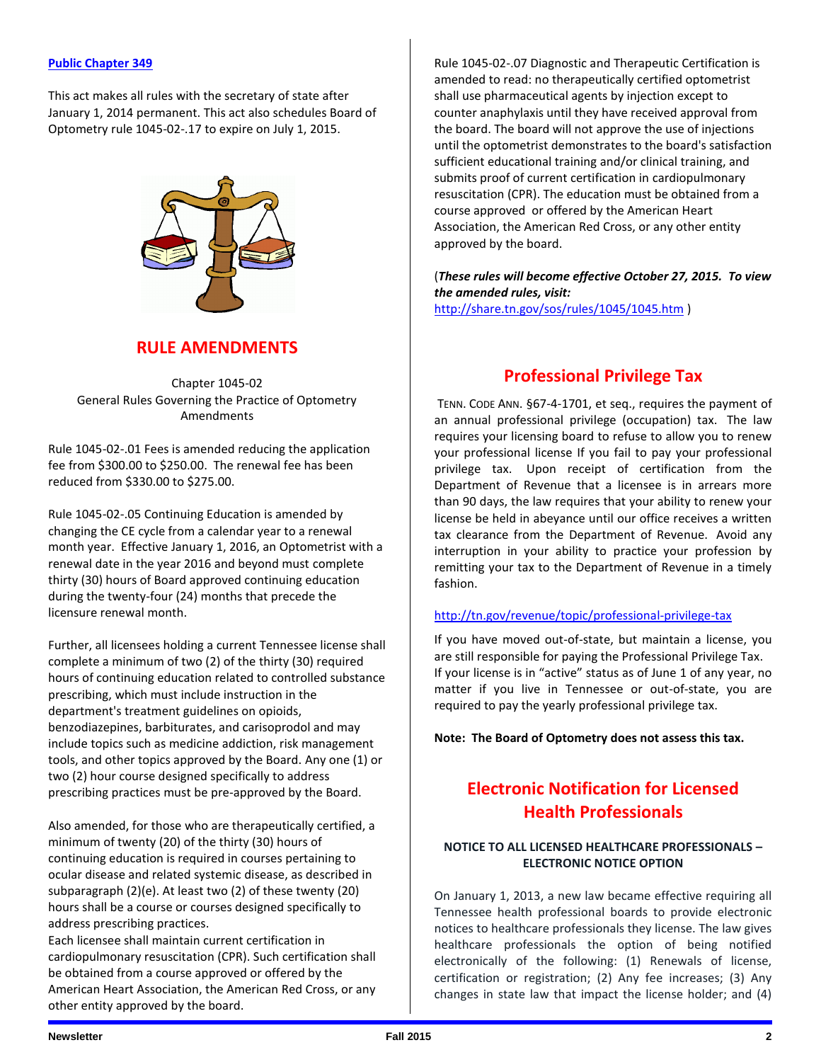**Public Chapter 349**

This act makes all rules with the secretary of state after January 1, 2014 permanent. This act also schedules Board of Optometry rule 1045-02-.17 to expire on July 1, 2015.

## RULE AMENDMENTS

Chapter 1045-02
General Rules Governing the Practice of Optometry
Amendments

Rule 1045-02-.01 Fees is amended reducing the application fee from $300.00 to $250.00. The renewal fee has been reduced from $330.00 to $275.00.

Rule 1045-02-.05 Continuing Education is amended by changing the CE cycle from a calendar year to a renewal month year. Effective January 1, 2016, an Optometrist with a renewal date in the year 2016 and beyond must complete thirty (30) hours of Board approved continuing education during the twenty-four (24) months that precede the licensure renewal month.

Further, all licensees holding a current Tennessee license shall complete a minimum of two (2) of the thirty (30) required hours of continuing education related to controlled substance prescribing, which must include instruction in the department's treatment guidelines on opioids, benzodiazepines, barbiturates, and carisoprodol and may include topics such as medicine addiction, risk management tools, and other topics approved by the Board. Any one (1) or two (2) hour course designed specifically to address prescribing practices must be pre-approved by the Board.

Also amended, for those who are therapeutically certified, a minimum of twenty (20) of the thirty (30) hours of continuing education is required in courses pertaining to ocular disease and related systemic disease, as described in subparagraph (2)(e). At least two (2) of these twenty (20) hours shall be a course or courses designed specifically to address prescribing practices.
Each licensee shall maintain current certification in cardiopulmonary resuscitation (CPR). Such certification shall be obtained from a course approved or offered by the American Heart Association, the American Red Cross, or any other entity approved by the board.

Rule 1045-02-.07 Diagnostic and Therapeutic Certification is amended to read: no therapeutically certified optometrist shall use pharmaceutical agents by injection except to counter anaphylaxis until they have received approval from the board. The board will not approve the use of injections until the optometrist demonstrates to the board's satisfaction sufficient educational training and/or clinical training, and submits proof of current certification in cardiopulmonary resuscitation (CPR). The education must be obtained from a course approved or offered by the American Heart Association, the American Red Cross, or any other entity approved by the board.

(***These rules will become effective October 27, 2015. To view the amended rules, visit:*** http://share.tn.gov/sos/rules/1045/1045.htm )

## Professional Privilege Tax

TENN. CODE ANN. §67-4-1701, et seq., requires the payment of an annual professional privilege (occupation) tax. The law requires your licensing board to refuse to allow you to renew your professional license If you fail to pay your professional privilege tax. Upon receipt of certification from the Department of Revenue that a licensee is in arrears more than 90 days, the law requires that your ability to renew your license be held in abeyance until our office receives a written tax clearance from the Department of Revenue. Avoid any interruption in your ability to practice your profession by remitting your tax to the Department of Revenue in a timely fashion.

http://tn.gov/revenue/topic/professional-privilege-tax

If you have moved out-of-state, but maintain a license, you are still responsible for paying the Professional Privilege Tax. If your license is in "active" status as of June 1 of any year, no matter if you live in Tennessee or out-of-state, you are required to pay the yearly professional privilege tax.

**Note: The Board of Optometry does not assess this tax.**

## Electronic Notification for Licensed Health Professionals

**NOTICE TO ALL LICENSED HEALTHCARE PROFESSIONALS – ELECTRONIC NOTICE OPTION**

On January 1, 2013, a new law became effective requiring all Tennessee health professional boards to provide electronic notices to healthcare professionals they license. The law gives healthcare professionals the option of being notified electronically of the following: (1) Renewals of license, certification or registration; (2) Any fee increases; (3) Any changes in state law that impact the license holder; and (4)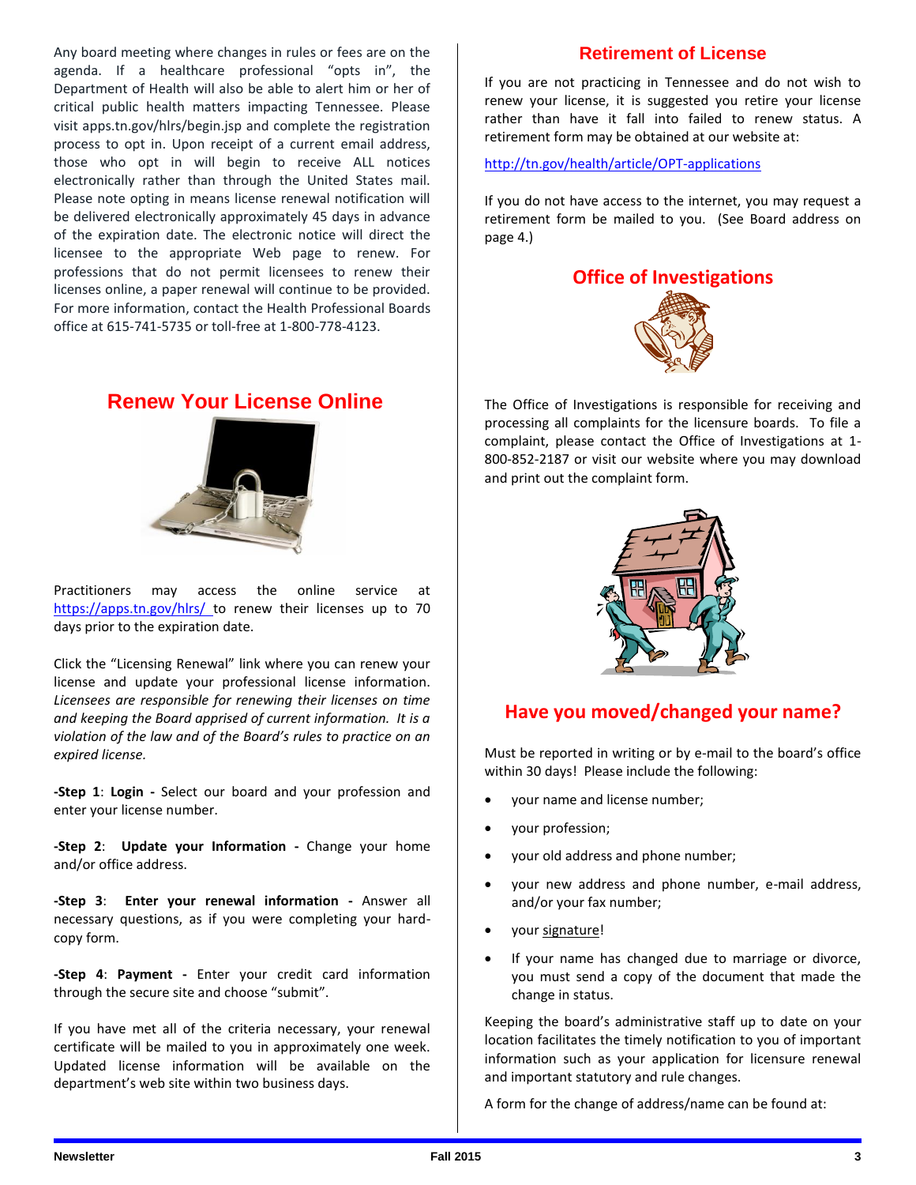Any board meeting where changes in rules or fees are on the agenda. If a healthcare professional "opts in", the Department of Health will also be able to alert him or her of critical public health matters impacting Tennessee. Please visit apps.tn.gov/hlrs/begin.jsp and complete the registration process to opt in. Upon receipt of a current email address, those who opt in will begin to receive ALL notices electronically rather than through the United States mail. Please note opting in means license renewal notification will be delivered electronically approximately 45 days in advance of the expiration date. The electronic notice will direct the licensee to the appropriate Web page to renew. For professions that do not permit licensees to renew their licenses online, a paper renewal will continue to be provided. For more information, contact the Health Professional Boards office at 615-741-5735 or toll-free at 1-800-778-4123.

## Renew Your License Online

Practitioners may access the online service at https://apps.tn.gov/hlrs/ to renew their licenses up to 70 days prior to the expiration date.

Click the "Licensing Renewal" link where you can renew your license and update your professional license information. *Licensees are responsible for renewing their licenses on time and keeping the Board apprised of current information. It is a violation of the law and of the Board's rules to practice on an expired license.*

**-Step 1**: **Login -** Select our board and your profession and enter your license number.

**-Step 2**: **Update your Information -** Change your home and/or office address.

**-Step 3**: **Enter your renewal information -** Answer all necessary questions, as if you were completing your hard-copy form.

**-Step 4**: **Payment -** Enter your credit card information through the secure site and choose "submit".

If you have met all of the criteria necessary, your renewal certificate will be mailed to you in approximately one week. Updated license information will be available on the department's web site within two business days.

## Retirement of License

If you are not practicing in Tennessee and do not wish to renew your license, it is suggested you retire your license rather than have it fall into failed to renew status. A retirement form may be obtained at our website at:

http://tn.gov/health/article/OPT-applications

If you do not have access to the internet, you may request a retirement form be mailed to you. (See Board address on page 4.)

## Office of Investigations

The Office of Investigations is responsible for receiving and processing all complaints for the licensure boards. To file a complaint, please contact the Office of Investigations at 1-800-852-2187 or visit our website where you may download and print out the complaint form.

## Have you moved/changed your name?

Must be reported in writing or by e-mail to the board's office within 30 days! Please include the following:

- your name and license number;
- your profession;
- your old address and phone number;
- your new address and phone number, e-mail address, and/or your fax number;
- your signature!
- If your name has changed due to marriage or divorce, you must send a copy of the document that made the change in status.

Keeping the board's administrative staff up to date on your location facilitates the timely notification to you of important information such as your application for licensure renewal and important statutory and rule changes.

A form for the change of address/name can be found at: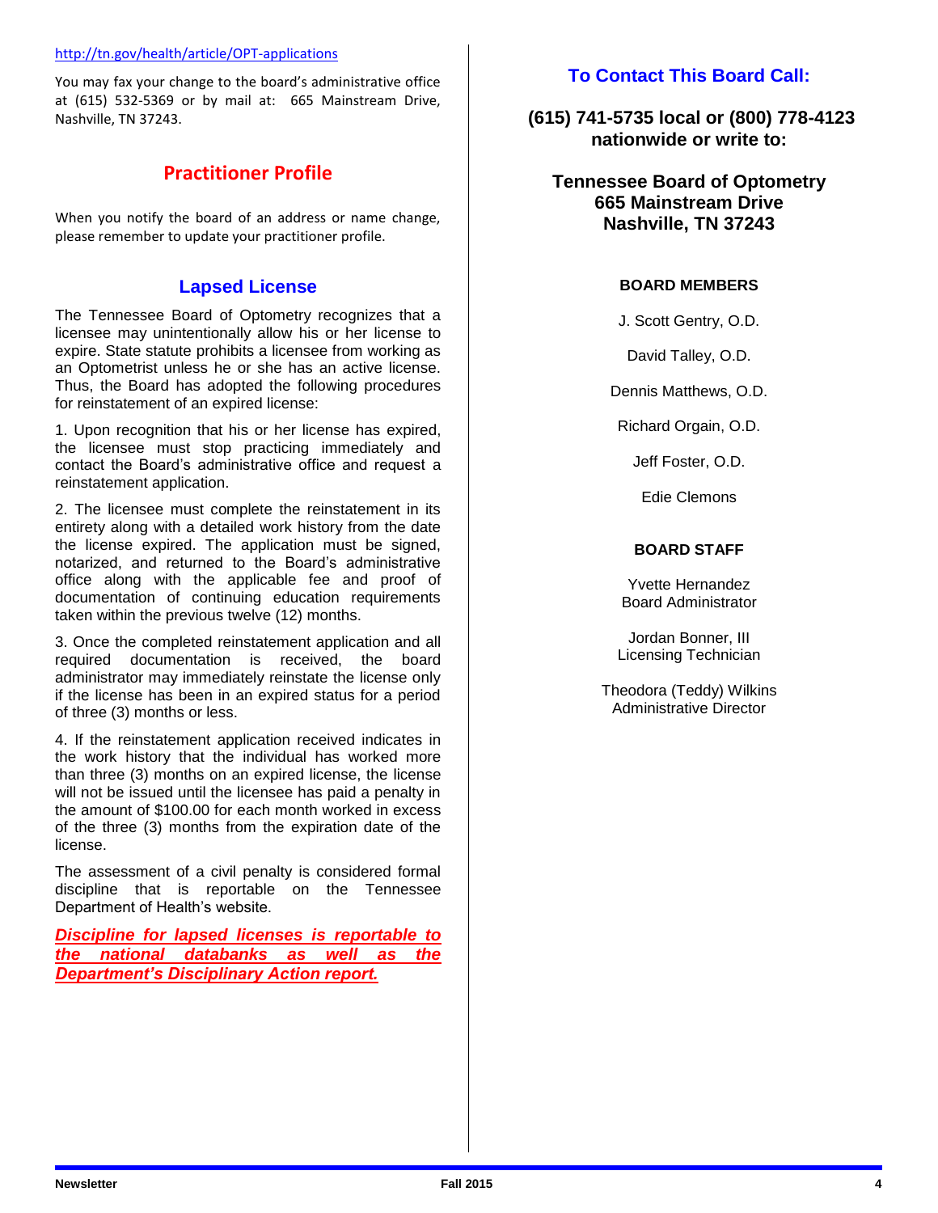http://tn.gov/health/article/OPT-applications

You may fax your change to the board's administrative office at (615) 532-5369 or by mail at: 665 Mainstream Drive, Nashville, TN 37243.

## Practitioner Profile

When you notify the board of an address or name change, please remember to update your practitioner profile.

## Lapsed License

The Tennessee Board of Optometry recognizes that a licensee may unintentionally allow his or her license to expire. State statute prohibits a licensee from working as an Optometrist unless he or she has an active license. Thus, the Board has adopted the following procedures for reinstatement of an expired license:

1. Upon recognition that his or her license has expired, the licensee must stop practicing immediately and contact the Board's administrative office and request a reinstatement application.

2. The licensee must complete the reinstatement in its entirety along with a detailed work history from the date the license expired. The application must be signed, notarized, and returned to the Board's administrative office along with the applicable fee and proof of documentation of continuing education requirements taken within the previous twelve (12) months.

3. Once the completed reinstatement application and all required documentation is received, the board administrator may immediately reinstate the license only if the license has been in an expired status for a period of three (3) months or less.

4. If the reinstatement application received indicates in the work history that the individual has worked more than three (3) months on an expired license, the license will not be issued until the licensee has paid a penalty in the amount of $100.00 for each month worked in excess of the three (3) months from the expiration date of the license.

The assessment of a civil penalty is considered formal discipline that is reportable on the Tennessee Department of Health's website.

***Discipline for lapsed licenses is reportable to the national databanks as well as the Department's Disciplinary Action report.***

## To Contact This Board Call:

**(615) 741-5735 local or (800) 778-4123 nationwide or write to:**

**Tennessee Board of Optometry**
**665 Mainstream Drive**
**Nashville, TN 37243**

### BOARD MEMBERS

J. Scott Gentry, O.D.

David Talley, O.D.

Dennis Matthews, O.D.

Richard Orgain, O.D.

Jeff Foster, O.D.

Edie Clemons

### BOARD STAFF

Yvette Hernandez
Board Administrator

Jordan Bonner, III
Licensing Technician

Theodora (Teddy) Wilkins
Administrative Director